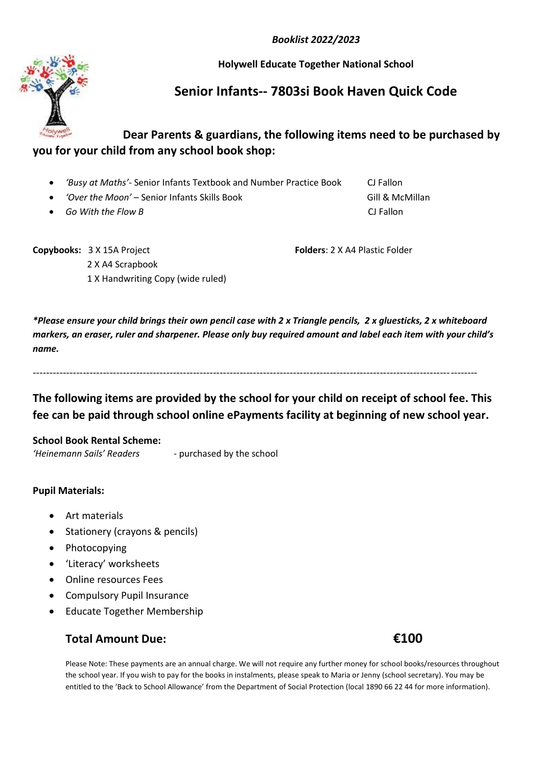*Booklist 2022/2023*

**Holywell Educate Together National School**

## Senior Infants-- 7803si Book Haven Quick Code

**Dear Parents & guardians, the following items need to be purchased by you for your child from any school book shop:**

- *'Busy at Maths'*- Senior Infants Textbook and Number Practice Book — CJ Fallon
- *'Over the Moon'* – Senior Infants Skills Book — Gill & McMillan
- *Go With the Flow B* — CJ Fallon

**Copybooks:** 3 X 15A Project
2 X A4 Scrapbook
1 X Handwriting Copy (wide ruled)

**Folders**: 2 X A4 Plastic Folder

***Please ensure your child brings their own pencil case with 2 x Triangle pencils, 2 x gluesticks, 2 x whiteboard markers, an eraser, ruler and sharpener. Please only buy required amount and label each item with your child's name.***

---

**The following items are provided by the school for your child on receipt of school fee. This fee can be paid through school online ePayments facility at beginning of new school year.**

**School Book Rental Scheme:**
*'Heinemann Sails' Readers* - purchased by the school

**Pupil Materials:**

- Art materials
- Stationery (crayons & pencils)
- Photocopying
- 'Literacy' worksheets
- Online resources Fees
- Compulsory Pupil Insurance
- Educate Together Membership

**Total Amount Due: €100**

Please Note: These payments are an annual charge. We will not require any further money for school books/resources throughout the school year. If you wish to pay for the books in instalments, please speak to Maria or Jenny (school secretary). You may be entitled to the 'Back to School Allowance' from the Department of Social Protection (local 1890 66 22 44 for more information).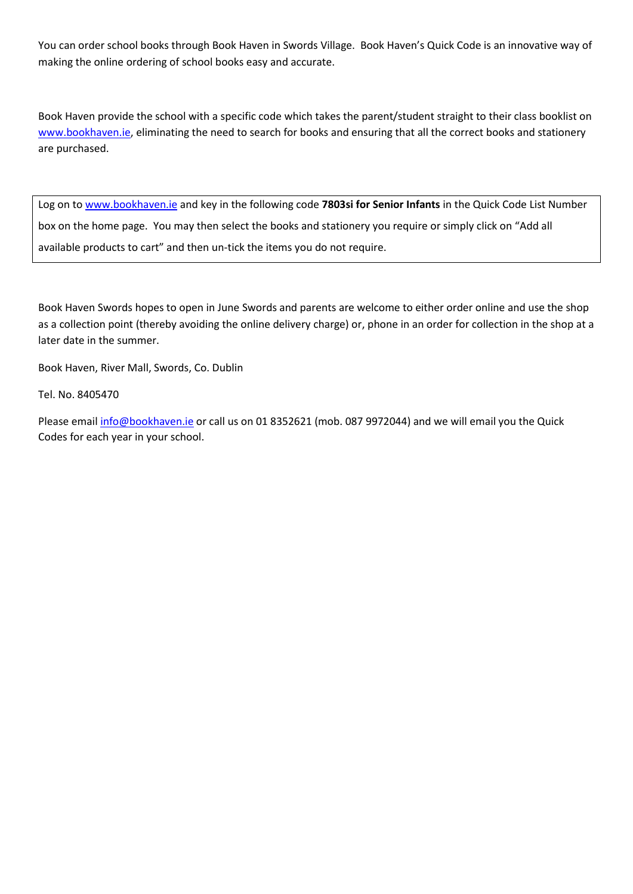You can order school books through Book Haven in Swords Village. Book Haven's Quick Code is an innovative way of making the online ordering of school books easy and accurate.

Book Haven provide the school with a specific code which takes the parent/student straight to their class booklist on www.bookhaven.ie, eliminating the need to search for books and ensuring that all the correct books and stationery are purchased.

Log on to www.bookhaven.ie and key in the following code **7803si for Senior Infants** in the Quick Code List Number box on the home page. You may then select the books and stationery you require or simply click on "Add all available products to cart" and then un-tick the items you do not require.

Book Haven Swords hopes to open in June Swords and parents are welcome to either order online and use the shop as a collection point (thereby avoiding the online delivery charge) or, phone in an order for collection in the shop at a later date in the summer.

Book Haven, River Mall, Swords, Co. Dublin

Tel. No. 8405470

Please email info@bookhaven.ie or call us on 01 8352621 (mob. 087 9972044) and we will email you the Quick Codes for each year in your school.